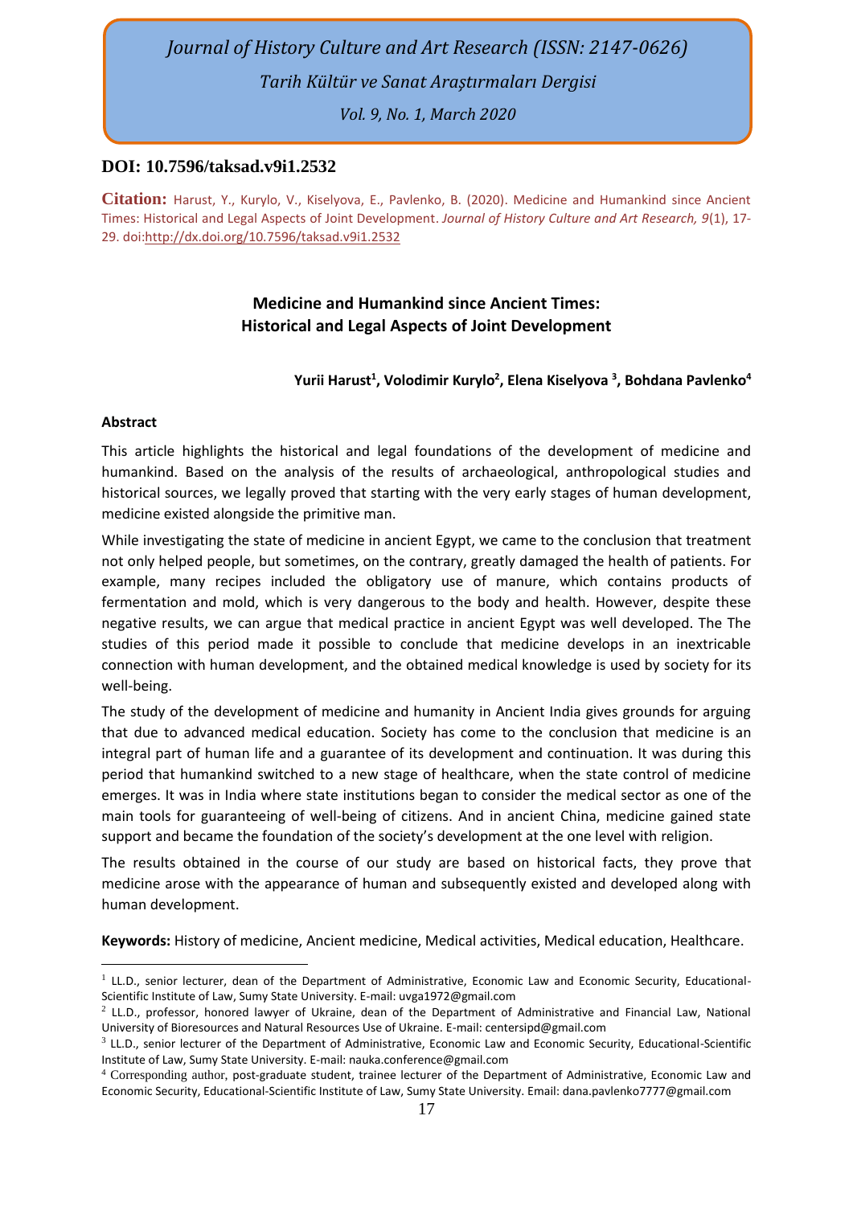*Journal of History Culture and Art Research (ISSN: 2147-0626)*

*Tarih Kültür ve Sanat Araştırmaları Dergisi*

*Vol. 9, No. 1, March 2020*

**DOI: 10.7596/taksad.v9i1.2532**

**Citation:** Harust, Y., Kurylo, V., Kiselyova, E., Pavlenko, B. (2020). Medicine and Humankind since Ancient Times: Historical and Legal Aspects of Joint Development. *Journal of History Culture and Art Research, 9*(1), 17-29. doi:http://dx.doi.org/10.7596/taksad.v9i1.2532

# Medicine and Humankind since Ancient Times: Historical and Legal Aspects of Joint Development

**Yurii Harust[1], Volodimir Kurylo[2], Elena Kiselyova [3], Bohdana Pavlenko[4]**

## Abstract

This article highlights the historical and legal foundations of the development of medicine and humankind. Based on the analysis of the results of archaeological, anthropological studies and historical sources, we legally proved that starting with the very early stages of human development, medicine existed alongside the primitive man.

While investigating the state of medicine in ancient Egypt, we came to the conclusion that treatment not only helped people, but sometimes, on the contrary, greatly damaged the health of patients. For example, many recipes included the obligatory use of manure, which contains products of fermentation and mold, which is very dangerous to the body and health. However, despite these negative results, we can argue that medical practice in ancient Egypt was well developed. The The studies of this period made it possible to conclude that medicine develops in an inextricable connection with human development, and the obtained medical knowledge is used by society for its well-being.

The study of the development of medicine and humanity in Ancient India gives grounds for arguing that due to advanced medical education. Society has come to the conclusion that medicine is an integral part of human life and a guarantee of its development and continuation. It was during this period that humankind switched to a new stage of healthcare, when the state control of medicine emerges. It was in India where state institutions began to consider the medical sector as one of the main tools for guaranteeing of well-being of citizens. And in ancient China, medicine gained state support and became the foundation of the society's development at the one level with religion.

The results obtained in the course of our study are based on historical facts, they prove that medicine arose with the appearance of human and subsequently existed and developed along with human development.

**Keywords:** History of medicine, Ancient medicine, Medical activities, Medical education, Healthcare.

---

[1] LL.D., senior lecturer, dean of the Department of Administrative, Economic Law and Economic Security, Educational-Scientific Institute of Law, Sumy State University. E-mail: uvga1972@gmail.com

[2] LL.D., professor, honored lawyer of Ukraine, dean of the Department of Administrative and Financial Law, National University of Bioresources and Natural Resources Use of Ukraine. E-mail: centersipd@gmail.com

[3] LL.D., senior lecturer of the Department of Administrative, Economic Law and Economic Security, Educational-Scientific Institute of Law, Sumy State University. E-mail: nauka.conference@gmail.com

[4] Corresponding author, post-graduate student, trainee lecturer of the Department of Administrative, Economic Law and Economic Security, Educational-Scientific Institute of Law, Sumy State University. Email: dana.pavlenko7777@gmail.com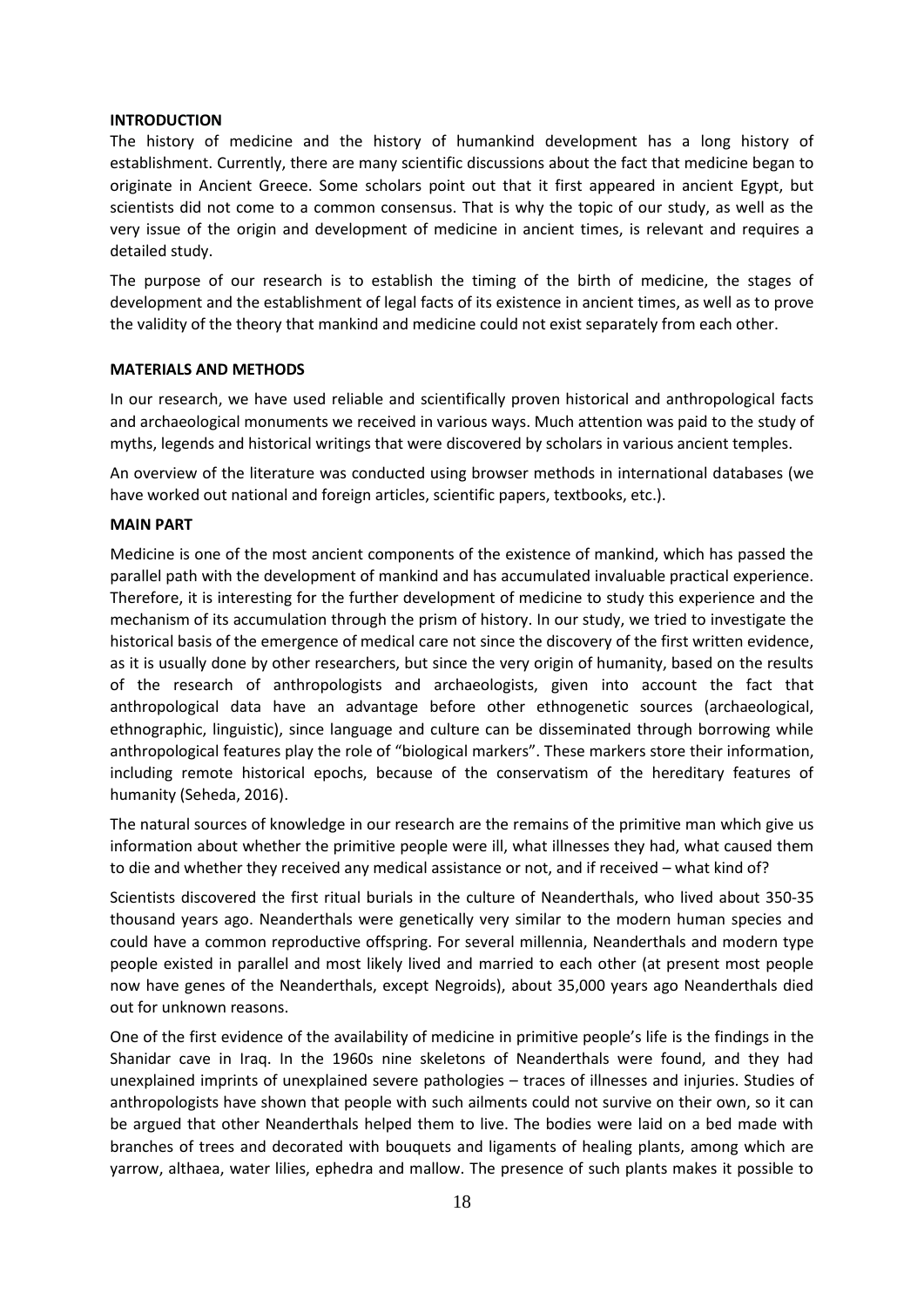**INTRODUCTION**

The history of medicine and the history of humankind development has a long history of establishment. Currently, there are many scientific discussions about the fact that medicine began to originate in Ancient Greece. Some scholars point out that it first appeared in ancient Egypt, but scientists did not come to a common consensus. That is why the topic of our study, as well as the very issue of the origin and development of medicine in ancient times, is relevant and requires a detailed study.

The purpose of our research is to establish the timing of the birth of medicine, the stages of development and the establishment of legal facts of its existence in ancient times, as well as to prove the validity of the theory that mankind and medicine could not exist separately from each other.

**MATERIALS AND METHODS**

In our research, we have used reliable and scientifically proven historical and anthropological facts and archaeological monuments we received in various ways. Much attention was paid to the study of myths, legends and historical writings that were discovered by scholars in various ancient temples.

An overview of the literature was conducted using browser methods in international databases (we have worked out national and foreign articles, scientific papers, textbooks, etc.).

**MAIN PART**

Medicine is one of the most ancient components of the existence of mankind, which has passed the parallel path with the development of mankind and has accumulated invaluable practical experience. Therefore, it is interesting for the further development of medicine to study this experience and the mechanism of its accumulation through the prism of history. In our study, we tried to investigate the historical basis of the emergence of medical care not since the discovery of the first written evidence, as it is usually done by other researchers, but since the very origin of humanity, based on the results of the research of anthropologists and archaeologists, given into account the fact that anthropological data have an advantage before other ethnogenetic sources (archaeological, ethnographic, linguistic), since language and culture can be disseminated through borrowing while anthropological features play the role of "biological markers". These markers store their information, including remote historical epochs, because of the conservatism of the hereditary features of humanity (Seheda, 2016).

The natural sources of knowledge in our research are the remains of the primitive man which give us information about whether the primitive people were ill, what illnesses they had, what caused them to die and whether they received any medical assistance or not, and if received – what kind of?

Scientists discovered the first ritual burials in the culture of Neanderthals, who lived about 350-35 thousand years ago. Neanderthals were genetically very similar to the modern human species and could have a common reproductive offspring. For several millennia, Neanderthals and modern type people existed in parallel and most likely lived and married to each other (at present most people now have genes of the Neanderthals, except Negroids), about 35,000 years ago Neanderthals died out for unknown reasons.

One of the first evidence of the availability of medicine in primitive people's life is the findings in the Shanidar cave in Iraq. In the 1960s nine skeletons of Neanderthals were found, and they had unexplained imprints of unexplained severe pathologies – traces of illnesses and injuries. Studies of anthropologists have shown that people with such ailments could not survive on their own, so it can be argued that other Neanderthals helped them to live. The bodies were laid on a bed made with branches of trees and decorated with bouquets and ligaments of healing plants, among which are yarrow, althaea, water lilies, ephedra and mallow. The presence of such plants makes it possible to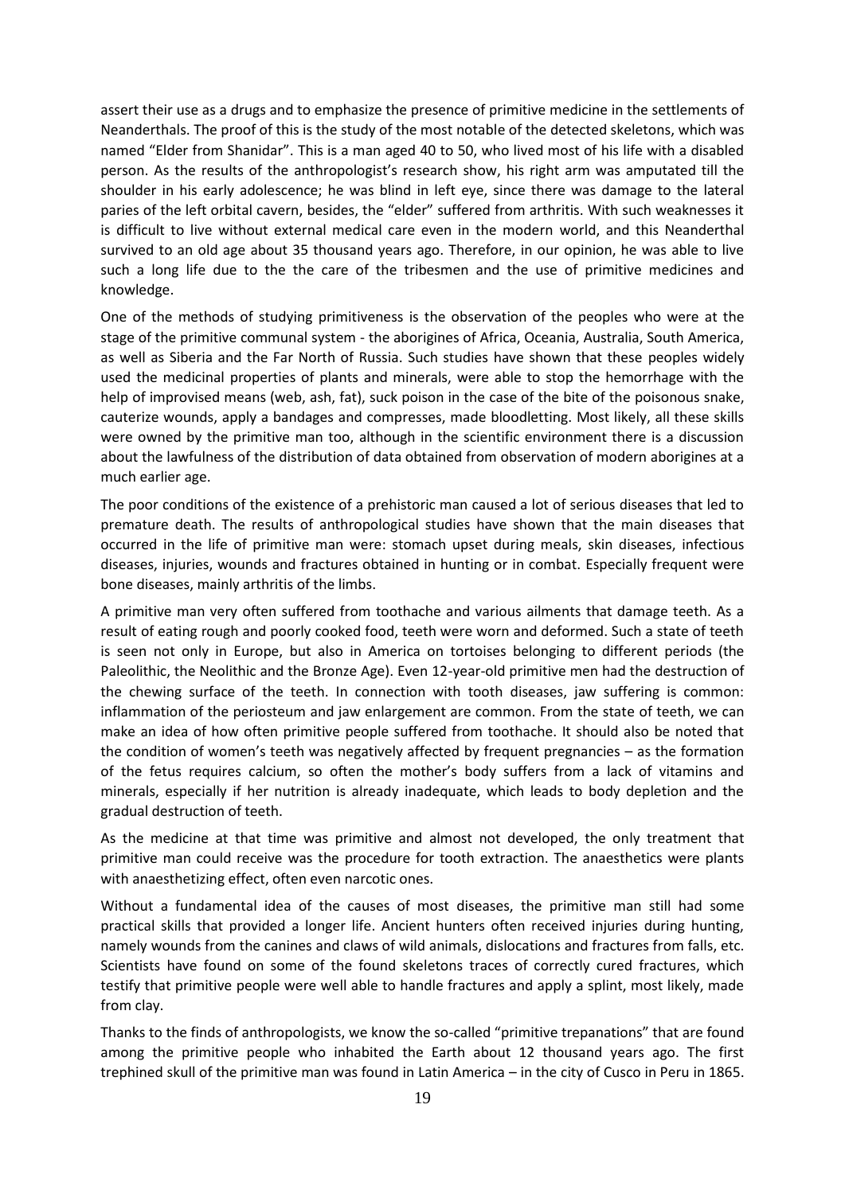assert their use as a drugs and to emphasize the presence of primitive medicine in the settlements of Neanderthals. The proof of this is the study of the most notable of the detected skeletons, which was named "Elder from Shanidar". This is a man aged 40 to 50, who lived most of his life with a disabled person. As the results of the anthropologist's research show, his right arm was amputated till the shoulder in his early adolescence; he was blind in left eye, since there was damage to the lateral paries of the left orbital cavern, besides, the "elder" suffered from arthritis. With such weaknesses it is difficult to live without external medical care even in the modern world, and this Neanderthal survived to an old age about 35 thousand years ago. Therefore, in our opinion, he was able to live such a long life due to the the care of the tribesmen and the use of primitive medicines and knowledge.

One of the methods of studying primitiveness is the observation of the peoples who were at the stage of the primitive communal system - the aborigines of Africa, Oceania, Australia, South America, as well as Siberia and the Far North of Russia. Such studies have shown that these peoples widely used the medicinal properties of plants and minerals, were able to stop the hemorrhage with the help of improvised means (web, ash, fat), suck poison in the case of the bite of the poisonous snake, cauterize wounds, apply a bandages and compresses, made bloodletting. Most likely, all these skills were owned by the primitive man too, although in the scientific environment there is a discussion about the lawfulness of the distribution of data obtained from observation of modern aborigines at a much earlier age.

The poor conditions of the existence of a prehistoric man caused a lot of serious diseases that led to premature death. The results of anthropological studies have shown that the main diseases that occurred in the life of primitive man were: stomach upset during meals, skin diseases, infectious diseases, injuries, wounds and fractures obtained in hunting or in combat. Especially frequent were bone diseases, mainly arthritis of the limbs.

A primitive man very often suffered from toothache and various ailments that damage teeth. As a result of eating rough and poorly cooked food, teeth were worn and deformed. Such a state of teeth is seen not only in Europe, but also in America on tortoises belonging to different periods (the Paleolithic, the Neolithic and the Bronze Age). Even 12-year-old primitive men had the destruction of the chewing surface of the teeth. In connection with tooth diseases, jaw suffering is common: inflammation of the periosteum and jaw enlargement are common. From the state of teeth, we can make an idea of how often primitive people suffered from toothache. It should also be noted that the condition of women's teeth was negatively affected by frequent pregnancies – as the formation of the fetus requires calcium, so often the mother's body suffers from a lack of vitamins and minerals, especially if her nutrition is already inadequate, which leads to body depletion and the gradual destruction of teeth.

As the medicine at that time was primitive and almost not developed, the only treatment that primitive man could receive was the procedure for tooth extraction. The anaesthetics were plants with anaesthetizing effect, often even narcotic ones.

Without a fundamental idea of the causes of most diseases, the primitive man still had some practical skills that provided a longer life. Ancient hunters often received injuries during hunting, namely wounds from the canines and claws of wild animals, dislocations and fractures from falls, etc. Scientists have found on some of the found skeletons traces of correctly cured fractures, which testify that primitive people were well able to handle fractures and apply a splint, most likely, made from clay.

Thanks to the finds of anthropologists, we know the so-called "primitive trepanations" that are found among the primitive people who inhabited the Earth about 12 thousand years ago. The first trephined skull of the primitive man was found in Latin America – in the city of Cusco in Peru in 1865.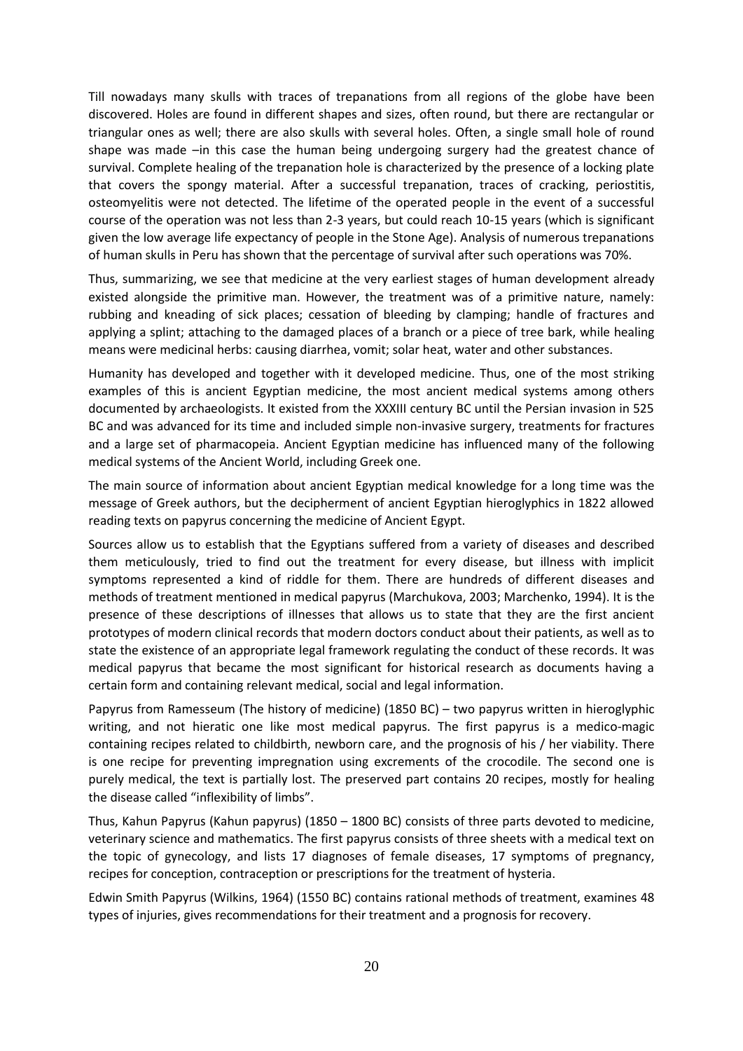Till nowadays many skulls with traces of trepanations from all regions of the globe have been discovered. Holes are found in different shapes and sizes, often round, but there are rectangular or triangular ones as well; there are also skulls with several holes. Often, a single small hole of round shape was made –in this case the human being undergoing surgery had the greatest chance of survival. Complete healing of the trepanation hole is characterized by the presence of a locking plate that covers the spongy material. After a successful trepanation, traces of cracking, periostitis, osteomyelitis were not detected. The lifetime of the operated people in the event of a successful course of the operation was not less than 2-3 years, but could reach 10-15 years (which is significant given the low average life expectancy of people in the Stone Age). Analysis of numerous trepanations of human skulls in Peru has shown that the percentage of survival after such operations was 70%.

Thus, summarizing, we see that medicine at the very earliest stages of human development already existed alongside the primitive man. However, the treatment was of a primitive nature, namely: rubbing and kneading of sick places; cessation of bleeding by clamping; handle of fractures and applying a splint; attaching to the damaged places of a branch or a piece of tree bark, while healing means were medicinal herbs: causing diarrhea, vomit; solar heat, water and other substances.

Humanity has developed and together with it developed medicine. Thus, one of the most striking examples of this is ancient Egyptian medicine, the most ancient medical systems among others documented by archaeologists. It existed from the XXXIII century BC until the Persian invasion in 525 BC and was advanced for its time and included simple non-invasive surgery, treatments for fractures and a large set of pharmacopeia. Ancient Egyptian medicine has influenced many of the following medical systems of the Ancient World, including Greek one.

The main source of information about ancient Egyptian medical knowledge for a long time was the message of Greek authors, but the decipherment of ancient Egyptian hieroglyphics in 1822 allowed reading texts on papyrus concerning the medicine of Ancient Egypt.

Sources allow us to establish that the Egyptians suffered from a variety of diseases and described them meticulously, tried to find out the treatment for every disease, but illness with implicit symptoms represented a kind of riddle for them. There are hundreds of different diseases and methods of treatment mentioned in medical papyrus (Marchukova, 2003; Marchenko, 1994). It is the presence of these descriptions of illnesses that allows us to state that they are the first ancient prototypes of modern clinical records that modern doctors conduct about their patients, as well as to state the existence of an appropriate legal framework regulating the conduct of these records. It was medical papyrus that became the most significant for historical research as documents having a certain form and containing relevant medical, social and legal information.

Papyrus from Ramesseum (The history of medicine) (1850 BC) – two papyrus written in hieroglyphic writing, and not hieratic one like most medical papyrus. The first papyrus is a medico-magic containing recipes related to childbirth, newborn care, and the prognosis of his / her viability. There is one recipe for preventing impregnation using excrements of the crocodile. The second one is purely medical, the text is partially lost. The preserved part contains 20 recipes, mostly for healing the disease called "inflexibility of limbs".

Thus, Kahun Papyrus (Kahun papyrus) (1850 – 1800 BC) consists of three parts devoted to medicine, veterinary science and mathematics. The first papyrus consists of three sheets with a medical text on the topic of gynecology, and lists 17 diagnoses of female diseases, 17 symptoms of pregnancy, recipes for conception, contraception or prescriptions for the treatment of hysteria.

Edwin Smith Papyrus (Wilkins, 1964) (1550 BC) contains rational methods of treatment, examines 48 types of injuries, gives recommendations for their treatment and a prognosis for recovery.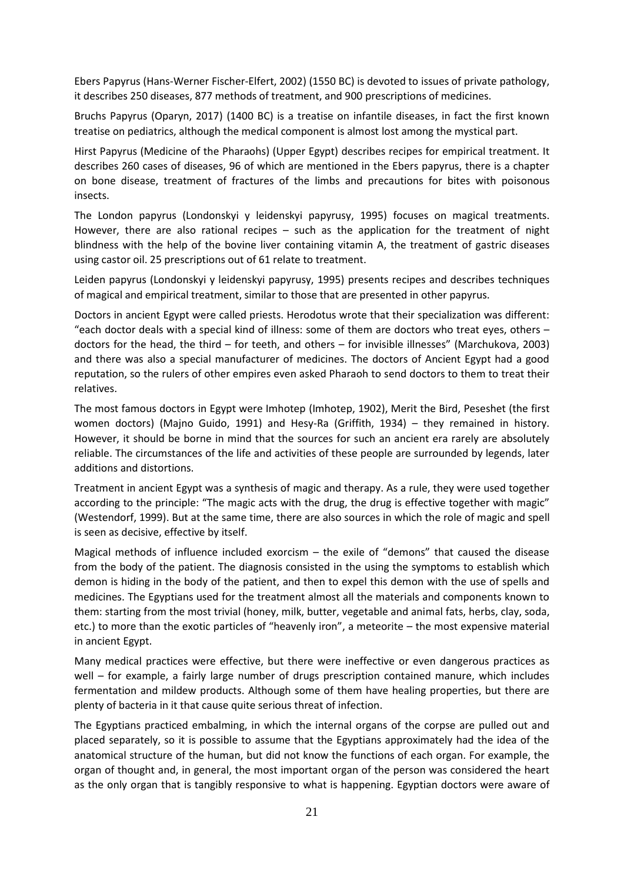Ebers Papyrus (Hans-Werner Fischer-Elfert, 2002) (1550 BC) is devoted to issues of private pathology, it describes 250 diseases, 877 methods of treatment, and 900 prescriptions of medicines.

Bruchs Papyrus (Oparyn, 2017) (1400 BC) is a treatise on infantile diseases, in fact the first known treatise on pediatrics, although the medical component is almost lost among the mystical part.

Hirst Papyrus (Medicine of the Pharaohs) (Upper Egypt) describes recipes for empirical treatment. It describes 260 cases of diseases, 96 of which are mentioned in the Ebers papyrus, there is a chapter on bone disease, treatment of fractures of the limbs and precautions for bites with poisonous insects.

The London papyrus (Londonskyi y leidenskyi papyrusy, 1995) focuses on magical treatments. However, there are also rational recipes – such as the application for the treatment of night blindness with the help of the bovine liver containing vitamin A, the treatment of gastric diseases using castor oil. 25 prescriptions out of 61 relate to treatment.

Leiden papyrus (Londonskyi y leidenskyi papyrusy, 1995) presents recipes and describes techniques of magical and empirical treatment, similar to those that are presented in other papyrus.

Doctors in ancient Egypt were called priests. Herodotus wrote that their specialization was different: "each doctor deals with a special kind of illness: some of them are doctors who treat eyes, others – doctors for the head, the third – for teeth, and others – for invisible illnesses" (Marchukova, 2003) and there was also a special manufacturer of medicines. The doctors of Ancient Egypt had a good reputation, so the rulers of other empires even asked Pharaoh to send doctors to them to treat their relatives.

The most famous doctors in Egypt were Imhotep (Imhotep, 1902), Merit the Bird, Peseshet (the first women doctors) (Majno Guido, 1991) and Hesy-Ra (Griffith, 1934) – they remained in history. However, it should be borne in mind that the sources for such an ancient era rarely are absolutely reliable. The circumstances of the life and activities of these people are surrounded by legends, later additions and distortions.

Treatment in ancient Egypt was a synthesis of magic and therapy. As a rule, they were used together according to the principle: "The magic acts with the drug, the drug is effective together with magic" (Westendorf, 1999). But at the same time, there are also sources in which the role of magic and spell is seen as decisive, effective by itself.

Magical methods of influence included exorcism – the exile of "demons" that caused the disease from the body of the patient. The diagnosis consisted in the using the symptoms to establish which demon is hiding in the body of the patient, and then to expel this demon with the use of spells and medicines. The Egyptians used for the treatment almost all the materials and components known to them: starting from the most trivial (honey, milk, butter, vegetable and animal fats, herbs, clay, soda, etc.) to more than the exotic particles of "heavenly iron", a meteorite – the most expensive material in ancient Egypt.

Many medical practices were effective, but there were ineffective or even dangerous practices as well – for example, a fairly large number of drugs prescription contained manure, which includes fermentation and mildew products. Although some of them have healing properties, but there are plenty of bacteria in it that cause quite serious threat of infection.

The Egyptians practiced embalming, in which the internal organs of the corpse are pulled out and placed separately, so it is possible to assume that the Egyptians approximately had the idea of the anatomical structure of the human, but did not know the functions of each organ. For example, the organ of thought and, in general, the most important organ of the person was considered the heart as the only organ that is tangibly responsive to what is happening. Egyptian doctors were aware of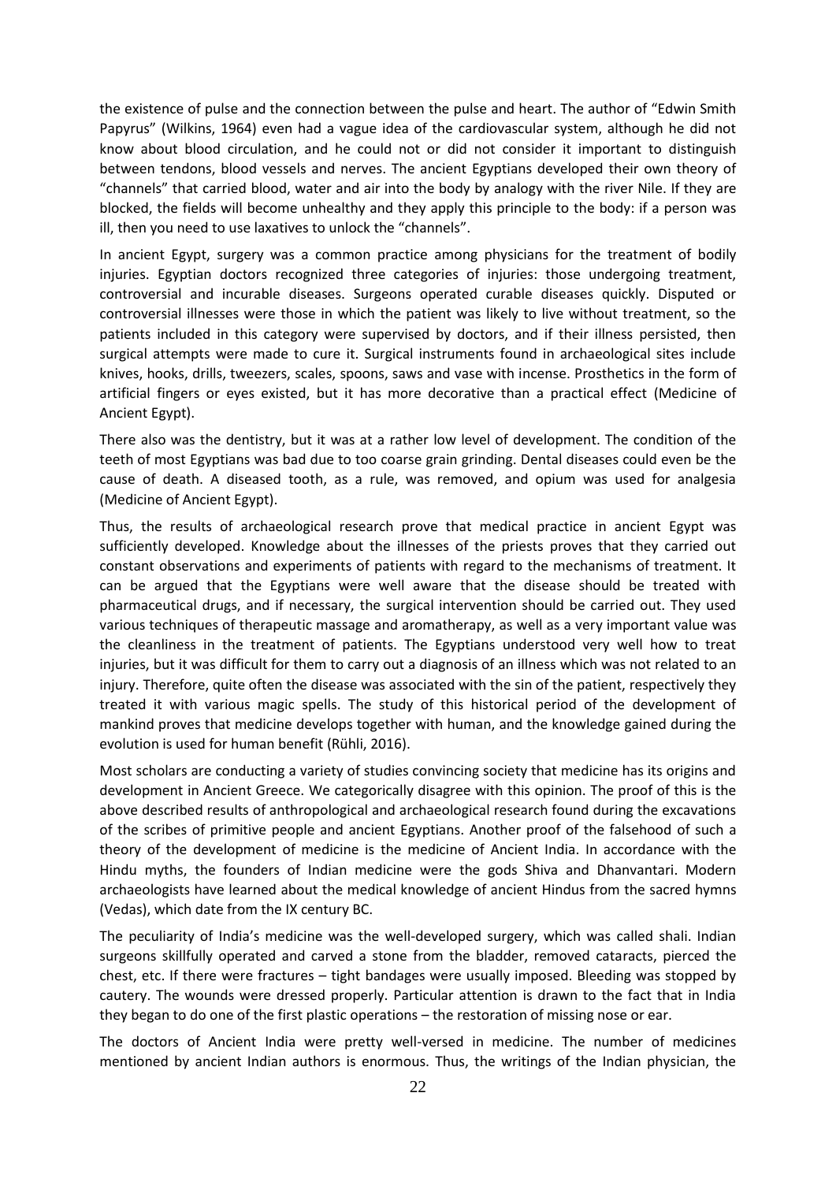the existence of pulse and the connection between the pulse and heart. The author of "Edwin Smith Papyrus" (Wilkins, 1964) even had a vague idea of the cardiovascular system, although he did not know about blood circulation, and he could not or did not consider it important to distinguish between tendons, blood vessels and nerves. The ancient Egyptians developed their own theory of "channels" that carried blood, water and air into the body by analogy with the river Nile. If they are blocked, the fields will become unhealthy and they apply this principle to the body: if a person was ill, then you need to use laxatives to unlock the "channels".

In ancient Egypt, surgery was a common practice among physicians for the treatment of bodily injuries. Egyptian doctors recognized three categories of injuries: those undergoing treatment, controversial and incurable diseases. Surgeons operated curable diseases quickly. Disputed or controversial illnesses were those in which the patient was likely to live without treatment, so the patients included in this category were supervised by doctors, and if their illness persisted, then surgical attempts were made to cure it. Surgical instruments found in archaeological sites include knives, hooks, drills, tweezers, scales, spoons, saws and vase with incense. Prosthetics in the form of artificial fingers or eyes existed, but it has more decorative than a practical effect (Medicine of Ancient Egypt).

There also was the dentistry, but it was at a rather low level of development. The condition of the teeth of most Egyptians was bad due to too coarse grain grinding. Dental diseases could even be the cause of death. A diseased tooth, as a rule, was removed, and opium was used for analgesia (Medicine of Ancient Egypt).

Thus, the results of archaeological research prove that medical practice in ancient Egypt was sufficiently developed. Knowledge about the illnesses of the priests proves that they carried out constant observations and experiments of patients with regard to the mechanisms of treatment. It can be argued that the Egyptians were well aware that the disease should be treated with pharmaceutical drugs, and if necessary, the surgical intervention should be carried out. They used various techniques of therapeutic massage and aromatherapy, as well as a very important value was the cleanliness in the treatment of patients. The Egyptians understood very well how to treat injuries, but it was difficult for them to carry out a diagnosis of an illness which was not related to an injury. Therefore, quite often the disease was associated with the sin of the patient, respectively they treated it with various magic spells. The study of this historical period of the development of mankind proves that medicine develops together with human, and the knowledge gained during the evolution is used for human benefit (Rühli, 2016).

Most scholars are conducting a variety of studies convincing society that medicine has its origins and development in Ancient Greece. We categorically disagree with this opinion. The proof of this is the above described results of anthropological and archaeological research found during the excavations of the scribes of primitive people and ancient Egyptians. Another proof of the falsehood of such a theory of the development of medicine is the medicine of Ancient India. In accordance with the Hindu myths, the founders of Indian medicine were the gods Shiva and Dhanvantari. Modern archaeologists have learned about the medical knowledge of ancient Hindus from the sacred hymns (Vedas), which date from the IX century BC.

The peculiarity of India's medicine was the well-developed surgery, which was called shali. Indian surgeons skillfully operated and carved a stone from the bladder, removed cataracts, pierced the chest, etc. If there were fractures – tight bandages were usually imposed. Bleeding was stopped by cautery. The wounds were dressed properly. Particular attention is drawn to the fact that in India they began to do one of the first plastic operations – the restoration of missing nose or ear.

The doctors of Ancient India were pretty well-versed in medicine. The number of medicines mentioned by ancient Indian authors is enormous. Thus, the writings of the Indian physician, the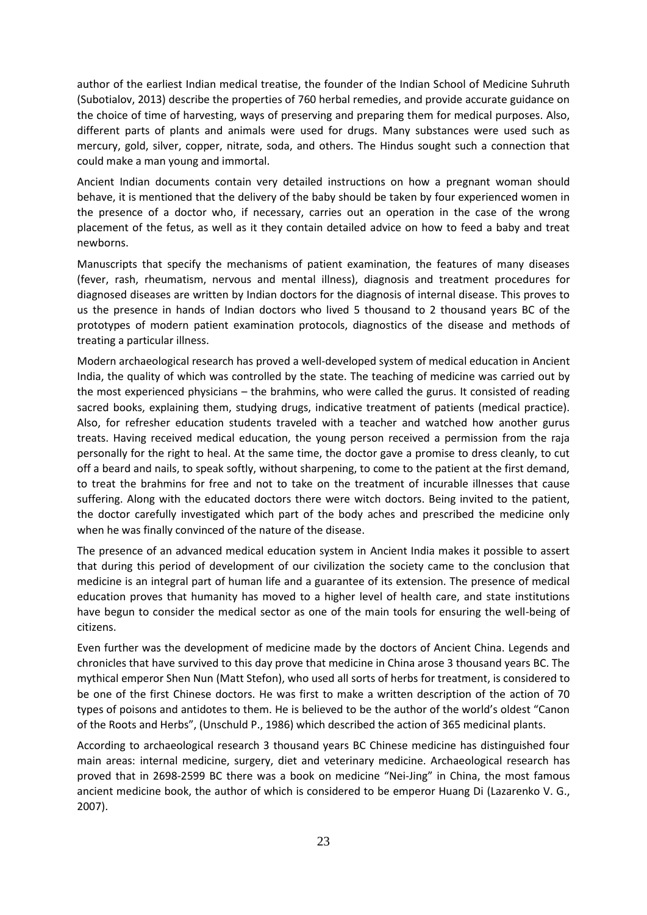author of the earliest Indian medical treatise, the founder of the Indian School of Medicine Suhruth (Subotialov, 2013) describe the properties of 760 herbal remedies, and provide accurate guidance on the choice of time of harvesting, ways of preserving and preparing them for medical purposes. Also, different parts of plants and animals were used for drugs. Many substances were used such as mercury, gold, silver, copper, nitrate, soda, and others. The Hindus sought such a connection that could make a man young and immortal.

Ancient Indian documents contain very detailed instructions on how a pregnant woman should behave, it is mentioned that the delivery of the baby should be taken by four experienced women in the presence of a doctor who, if necessary, carries out an operation in the case of the wrong placement of the fetus, as well as it they contain detailed advice on how to feed a baby and treat newborns.

Manuscripts that specify the mechanisms of patient examination, the features of many diseases (fever, rash, rheumatism, nervous and mental illness), diagnosis and treatment procedures for diagnosed diseases are written by Indian doctors for the diagnosis of internal disease. This proves to us the presence in hands of Indian doctors who lived 5 thousand to 2 thousand years BC of the prototypes of modern patient examination protocols, diagnostics of the disease and methods of treating a particular illness.

Modern archaeological research has proved a well-developed system of medical education in Ancient India, the quality of which was controlled by the state. The teaching of medicine was carried out by the most experienced physicians – the brahmins, who were called the gurus. It consisted of reading sacred books, explaining them, studying drugs, indicative treatment of patients (medical practice). Also, for refresher education students traveled with a teacher and watched how another gurus treats. Having received medical education, the young person received a permission from the raja personally for the right to heal. At the same time, the doctor gave a promise to dress cleanly, to cut off a beard and nails, to speak softly, without sharpening, to come to the patient at the first demand, to treat the brahmins for free and not to take on the treatment of incurable illnesses that cause suffering. Along with the educated doctors there were witch doctors. Being invited to the patient, the doctor carefully investigated which part of the body aches and prescribed the medicine only when he was finally convinced of the nature of the disease.

The presence of an advanced medical education system in Ancient India makes it possible to assert that during this period of development of our civilization the society came to the conclusion that medicine is an integral part of human life and a guarantee of its extension. The presence of medical education proves that humanity has moved to a higher level of health care, and state institutions have begun to consider the medical sector as one of the main tools for ensuring the well-being of citizens.

Even further was the development of medicine made by the doctors of Ancient China. Legends and chronicles that have survived to this day prove that medicine in China arose 3 thousand years BC. The mythical emperor Shen Nun (Matt Stefon), who used all sorts of herbs for treatment, is considered to be one of the first Chinese doctors. He was first to make a written description of the action of 70 types of poisons and antidotes to them. He is believed to be the author of the world's oldest "Canon of the Roots and Herbs", (Unschuld P., 1986) which described the action of 365 medicinal plants.

According to archaeological research 3 thousand years BC Chinese medicine has distinguished four main areas: internal medicine, surgery, diet and veterinary medicine. Archaeological research has proved that in 2698-2599 BC there was a book on medicine "Nei-Jing" in China, the most famous ancient medicine book, the author of which is considered to be emperor Huang Di (Lazarenko V. G., 2007).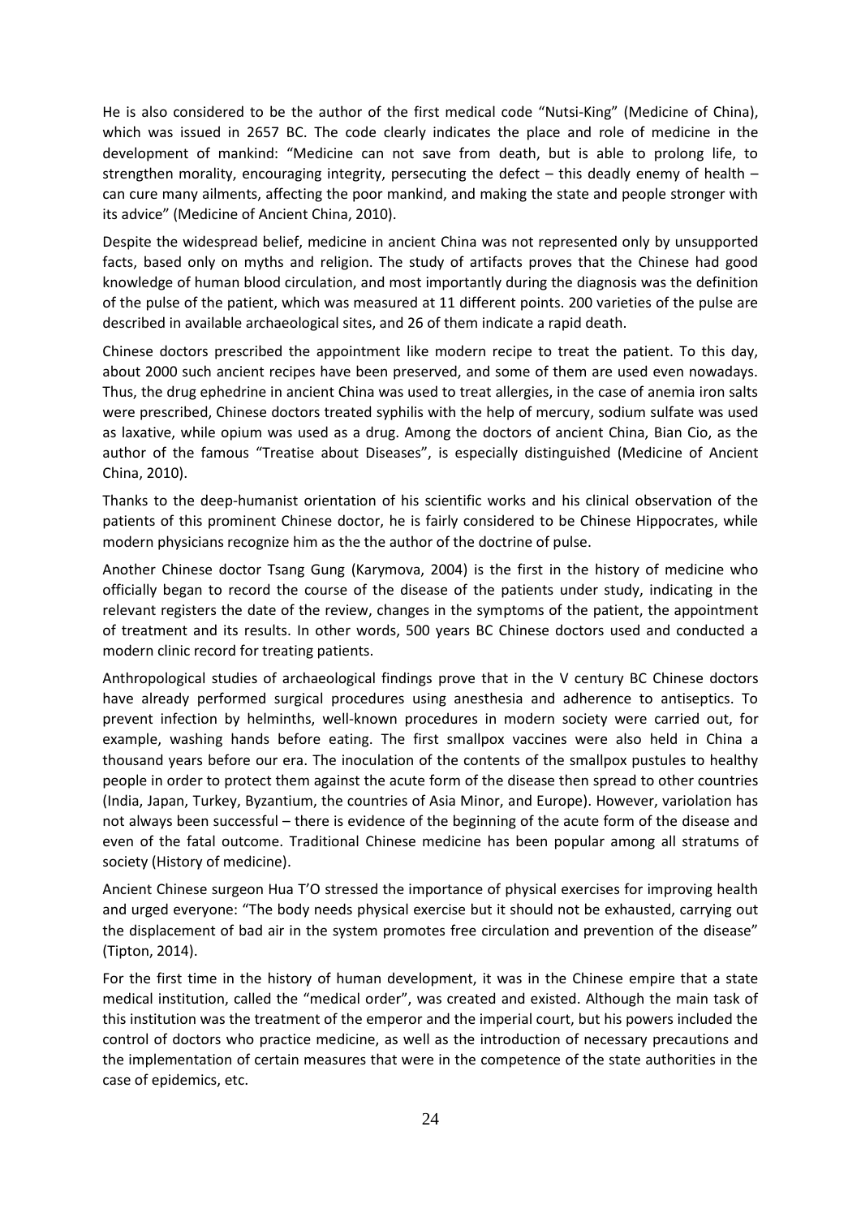He is also considered to be the author of the first medical code "Nutsi-King" (Medicine of China), which was issued in 2657 BC. The code clearly indicates the place and role of medicine in the development of mankind: "Medicine can not save from death, but is able to prolong life, to strengthen morality, encouraging integrity, persecuting the defect – this deadly enemy of health – can cure many ailments, affecting the poor mankind, and making the state and people stronger with its advice" (Medicine of Ancient China, 2010).

Despite the widespread belief, medicine in ancient China was not represented only by unsupported facts, based only on myths and religion. The study of artifacts proves that the Chinese had good knowledge of human blood circulation, and most importantly during the diagnosis was the definition of the pulse of the patient, which was measured at 11 different points. 200 varieties of the pulse are described in available archaeological sites, and 26 of them indicate a rapid death.

Chinese doctors prescribed the appointment like modern recipe to treat the patient. To this day, about 2000 such ancient recipes have been preserved, and some of them are used even nowadays. Thus, the drug ephedrine in ancient China was used to treat allergies, in the case of anemia iron salts were prescribed, Chinese doctors treated syphilis with the help of mercury, sodium sulfate was used as laxative, while opium was used as a drug. Among the doctors of ancient China, Bian Cio, as the author of the famous "Treatise about Diseases", is especially distinguished (Medicine of Ancient China, 2010).

Thanks to the deep-humanist orientation of his scientific works and his clinical observation of the patients of this prominent Chinese doctor, he is fairly considered to be Chinese Hippocrates, while modern physicians recognize him as the the author of the doctrine of pulse.

Another Chinese doctor Tsang Gung (Karymova, 2004) is the first in the history of medicine who officially began to record the course of the disease of the patients under study, indicating in the relevant registers the date of the review, changes in the symptoms of the patient, the appointment of treatment and its results. In other words, 500 years BC Chinese doctors used and conducted a modern clinic record for treating patients.

Anthropological studies of archaeological findings prove that in the V century BC Chinese doctors have already performed surgical procedures using anesthesia and adherence to antiseptics. To prevent infection by helminths, well-known procedures in modern society were carried out, for example, washing hands before eating. The first smallpox vaccines were also held in China a thousand years before our era. The inoculation of the contents of the smallpox pustules to healthy people in order to protect them against the acute form of the disease then spread to other countries (India, Japan, Turkey, Byzantium, the countries of Asia Minor, and Europe). However, variolation has not always been successful – there is evidence of the beginning of the acute form of the disease and even of the fatal outcome. Traditional Chinese medicine has been popular among all stratums of society (History of medicine).

Ancient Chinese surgeon Hua T'O stressed the importance of physical exercises for improving health and urged everyone: "The body needs physical exercise but it should not be exhausted, carrying out the displacement of bad air in the system promotes free circulation and prevention of the disease" (Tipton, 2014).

For the first time in the history of human development, it was in the Chinese empire that a state medical institution, called the "medical order", was created and existed. Although the main task of this institution was the treatment of the emperor and the imperial court, but his powers included the control of doctors who practice medicine, as well as the introduction of necessary precautions and the implementation of certain measures that were in the competence of the state authorities in the case of epidemics, etc.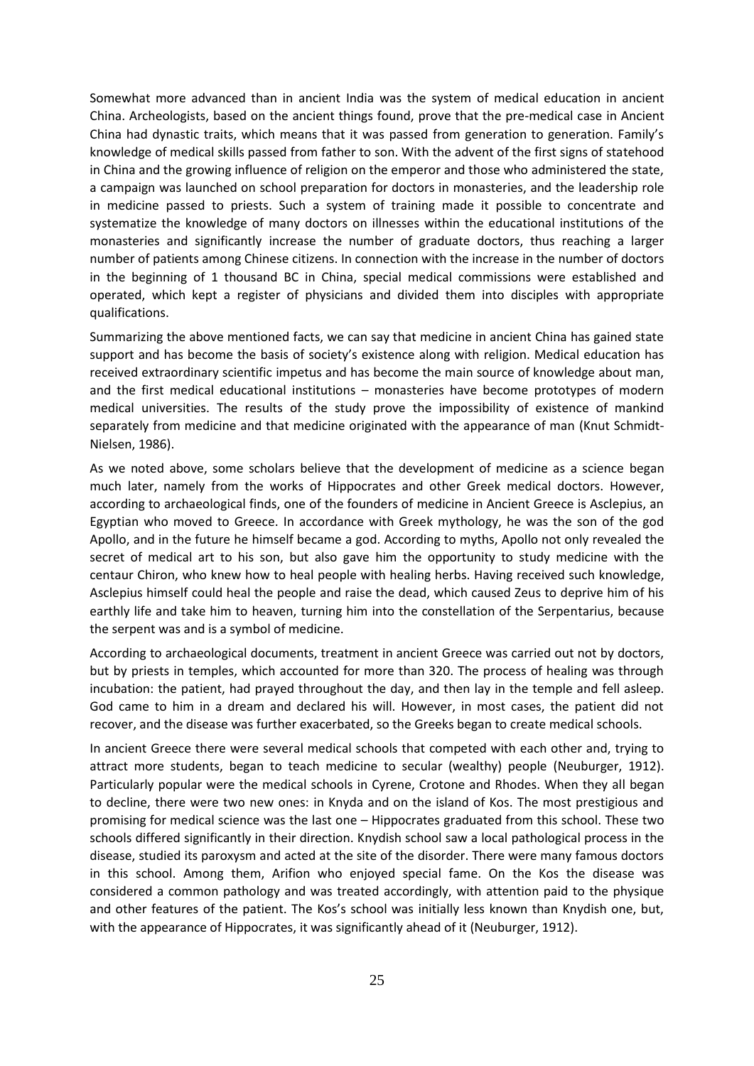Somewhat more advanced than in ancient India was the system of medical education in ancient China. Archeologists, based on the ancient things found, prove that the pre-medical case in Ancient China had dynastic traits, which means that it was passed from generation to generation. Family's knowledge of medical skills passed from father to son. With the advent of the first signs of statehood in China and the growing influence of religion on the emperor and those who administered the state, a campaign was launched on school preparation for doctors in monasteries, and the leadership role in medicine passed to priests. Such a system of training made it possible to concentrate and systematize the knowledge of many doctors on illnesses within the educational institutions of the monasteries and significantly increase the number of graduate doctors, thus reaching a larger number of patients among Chinese citizens. In connection with the increase in the number of doctors in the beginning of 1 thousand BC in China, special medical commissions were established and operated, which kept a register of physicians and divided them into disciples with appropriate qualifications.

Summarizing the above mentioned facts, we can say that medicine in ancient China has gained state support and has become the basis of society's existence along with religion. Medical education has received extraordinary scientific impetus and has become the main source of knowledge about man, and the first medical educational institutions – monasteries have become prototypes of modern medical universities. The results of the study prove the impossibility of existence of mankind separately from medicine and that medicine originated with the appearance of man (Knut Schmidt-Nielsen, 1986).

As we noted above, some scholars believe that the development of medicine as a science began much later, namely from the works of Hippocrates and other Greek medical doctors. However, according to archaeological finds, one of the founders of medicine in Ancient Greece is Asclepius, an Egyptian who moved to Greece. In accordance with Greek mythology, he was the son of the god Apollo, and in the future he himself became a god. According to myths, Apollo not only revealed the secret of medical art to his son, but also gave him the opportunity to study medicine with the centaur Chiron, who knew how to heal people with healing herbs. Having received such knowledge, Asclepius himself could heal the people and raise the dead, which caused Zeus to deprive him of his earthly life and take him to heaven, turning him into the constellation of the Serpentarius, because the serpent was and is a symbol of medicine.

According to archaeological documents, treatment in ancient Greece was carried out not by doctors, but by priests in temples, which accounted for more than 320. The process of healing was through incubation: the patient, had prayed throughout the day, and then lay in the temple and fell asleep. God came to him in a dream and declared his will. However, in most cases, the patient did not recover, and the disease was further exacerbated, so the Greeks began to create medical schools.

In ancient Greece there were several medical schools that competed with each other and, trying to attract more students, began to teach medicine to secular (wealthy) people (Neuburger, 1912). Particularly popular were the medical schools in Cyrene, Crotone and Rhodes. When they all began to decline, there were two new ones: in Knyda and on the island of Kos. The most prestigious and promising for medical science was the last one – Hippocrates graduated from this school. These two schools differed significantly in their direction. Knydish school saw a local pathological process in the disease, studied its paroxysm and acted at the site of the disorder. There were many famous doctors in this school. Among them, Arifion who enjoyed special fame. On the Kos the disease was considered a common pathology and was treated accordingly, with attention paid to the physique and other features of the patient. The Kos's school was initially less known than Knydish one, but, with the appearance of Hippocrates, it was significantly ahead of it (Neuburger, 1912).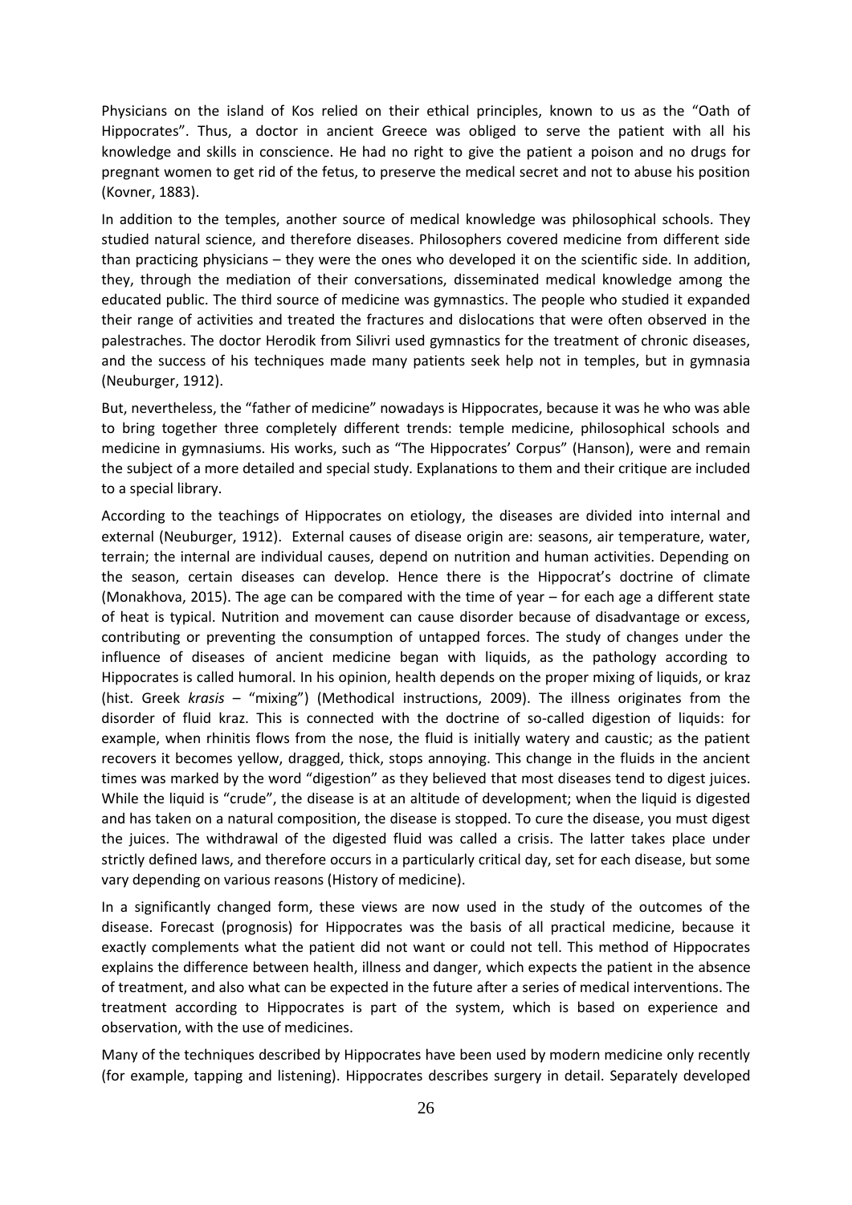Physicians on the island of Kos relied on their ethical principles, known to us as the "Oath of Hippocrates". Thus, a doctor in ancient Greece was obliged to serve the patient with all his knowledge and skills in conscience. He had no right to give the patient a poison and no drugs for pregnant women to get rid of the fetus, to preserve the medical secret and not to abuse his position (Kovner, 1883).

In addition to the temples, another source of medical knowledge was philosophical schools. They studied natural science, and therefore diseases. Philosophers covered medicine from different side than practicing physicians – they were the ones who developed it on the scientific side. In addition, they, through the mediation of their conversations, disseminated medical knowledge among the educated public. The third source of medicine was gymnastics. The people who studied it expanded their range of activities and treated the fractures and dislocations that were often observed in the palestraches. The doctor Herodik from Silivri used gymnastics for the treatment of chronic diseases, and the success of his techniques made many patients seek help not in temples, but in gymnasia (Neuburger, 1912).

But, nevertheless, the "father of medicine" nowadays is Hippocrates, because it was he who was able to bring together three completely different trends: temple medicine, philosophical schools and medicine in gymnasiums. His works, such as "The Hippocrates' Corpus" (Hanson), were and remain the subject of a more detailed and special study. Explanations to them and their critique are included to a special library.

According to the teachings of Hippocrates on etiology, the diseases are divided into internal and external (Neuburger, 1912). External causes of disease origin are: seasons, air temperature, water, terrain; the internal are individual causes, depend on nutrition and human activities. Depending on the season, certain diseases can develop. Hence there is the Hippocrat's doctrine of climate (Monakhova, 2015). The age can be compared with the time of year – for each age a different state of heat is typical. Nutrition and movement can cause disorder because of disadvantage or excess, contributing or preventing the consumption of untapped forces. The study of changes under the influence of diseases of ancient medicine began with liquids, as the pathology according to Hippocrates is called humoral. In his opinion, health depends on the proper mixing of liquids, or kraz (hist. Greek *krasis* – "mixing") (Methodical instructions, 2009). The illness originates from the disorder of fluid kraz. This is connected with the doctrine of so-called digestion of liquids: for example, when rhinitis flows from the nose, the fluid is initially watery and caustic; as the patient recovers it becomes yellow, dragged, thick, stops annoying. This change in the fluids in the ancient times was marked by the word "digestion" as they believed that most diseases tend to digest juices. While the liquid is "crude", the disease is at an altitude of development; when the liquid is digested and has taken on a natural composition, the disease is stopped. To cure the disease, you must digest the juices. The withdrawal of the digested fluid was called a crisis. The latter takes place under strictly defined laws, and therefore occurs in a particularly critical day, set for each disease, but some vary depending on various reasons (History of medicine).

In a significantly changed form, these views are now used in the study of the outcomes of the disease. Forecast (prognosis) for Hippocrates was the basis of all practical medicine, because it exactly complements what the patient did not want or could not tell. This method of Hippocrates explains the difference between health, illness and danger, which expects the patient in the absence of treatment, and also what can be expected in the future after a series of medical interventions. The treatment according to Hippocrates is part of the system, which is based on experience and observation, with the use of medicines.

Many of the techniques described by Hippocrates have been used by modern medicine only recently (for example, tapping and listening). Hippocrates describes surgery in detail. Separately developed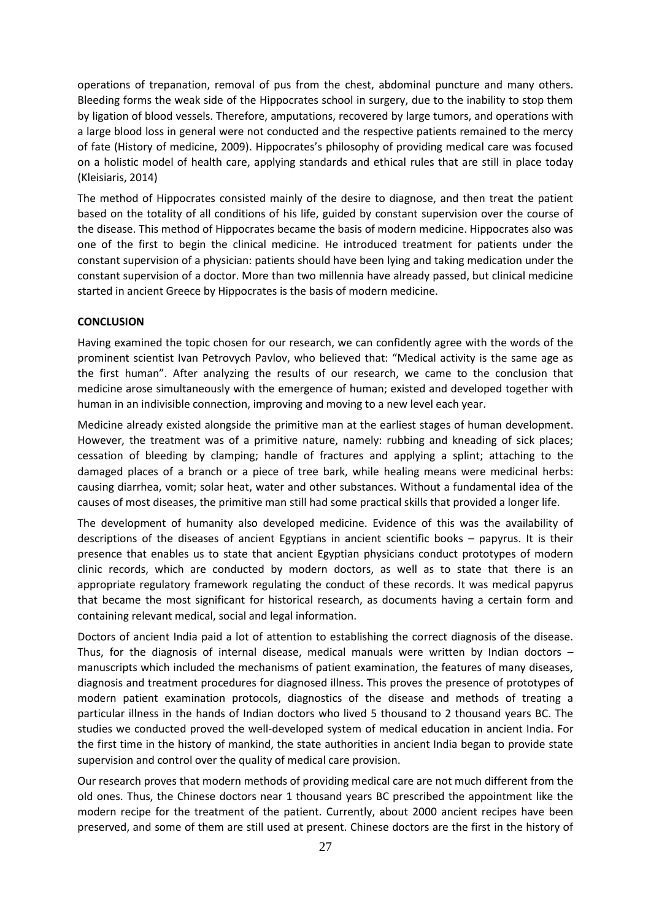operations of trepanation, removal of pus from the chest, abdominal puncture and many others. Bleeding forms the weak side of the Hippocrates school in surgery, due to the inability to stop them by ligation of blood vessels. Therefore, amputations, recovered by large tumors, and operations with a large blood loss in general were not conducted and the respective patients remained to the mercy of fate (History of medicine, 2009). Hippocrates's philosophy of providing medical care was focused on a holistic model of health care, applying standards and ethical rules that are still in place today (Kleisiaris, 2014)

The method of Hippocrates consisted mainly of the desire to diagnose, and then treat the patient based on the totality of all conditions of his life, guided by constant supervision over the course of the disease. This method of Hippocrates became the basis of modern medicine. Hippocrates also was one of the first to begin the clinical medicine. He introduced treatment for patients under the constant supervision of a physician: patients should have been lying and taking medication under the constant supervision of a doctor. More than two millennia have already passed, but clinical medicine started in ancient Greece by Hippocrates is the basis of modern medicine.

## CONCLUSION

Having examined the topic chosen for our research, we can confidently agree with the words of the prominent scientist Ivan Petrovych Pavlov, who believed that: "Medical activity is the same age as the first human". After analyzing the results of our research, we came to the conclusion that medicine arose simultaneously with the emergence of human; existed and developed together with human in an indivisible connection, improving and moving to a new level each year.

Medicine already existed alongside the primitive man at the earliest stages of human development. However, the treatment was of a primitive nature, namely: rubbing and kneading of sick places; cessation of bleeding by clamping; handle of fractures and applying a splint; attaching to the damaged places of a branch or a piece of tree bark, while healing means were medicinal herbs: causing diarrhea, vomit; solar heat, water and other substances. Without a fundamental idea of the causes of most diseases, the primitive man still had some practical skills that provided a longer life.

The development of humanity also developed medicine. Evidence of this was the availability of descriptions of the diseases of ancient Egyptians in ancient scientific books – papyrus. It is their presence that enables us to state that ancient Egyptian physicians conduct prototypes of modern clinic records, which are conducted by modern doctors, as well as to state that there is an appropriate regulatory framework regulating the conduct of these records. It was medical papyrus that became the most significant for historical research, as documents having a certain form and containing relevant medical, social and legal information.

Doctors of ancient India paid a lot of attention to establishing the correct diagnosis of the disease. Thus, for the diagnosis of internal disease, medical manuals were written by Indian doctors – manuscripts which included the mechanisms of patient examination, the features of many diseases, diagnosis and treatment procedures for diagnosed illness. This proves the presence of prototypes of modern patient examination protocols, diagnostics of the disease and methods of treating a particular illness in the hands of Indian doctors who lived 5 thousand to 2 thousand years BC. The studies we conducted proved the well-developed system of medical education in ancient India. For the first time in the history of mankind, the state authorities in ancient India began to provide state supervision and control over the quality of medical care provision.

Our research proves that modern methods of providing medical care are not much different from the old ones. Thus, the Chinese doctors near 1 thousand years BC prescribed the appointment like the modern recipe for the treatment of the patient. Currently, about 2000 ancient recipes have been preserved, and some of them are still used at present. Chinese doctors are the first in the history of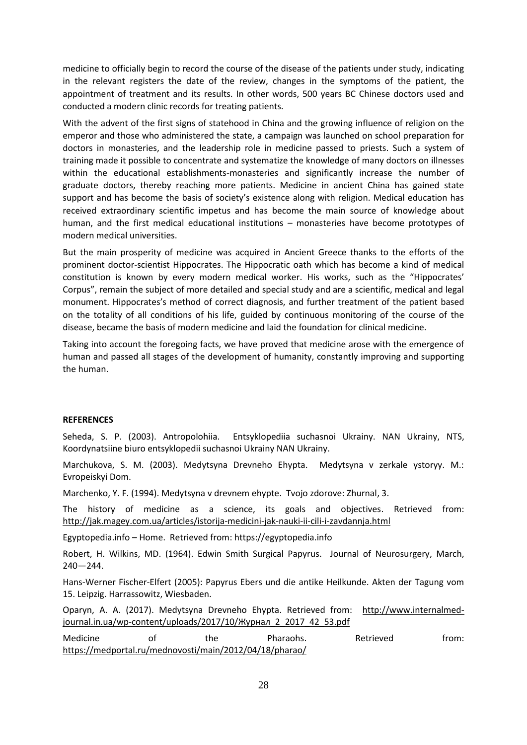medicine to officially begin to record the course of the disease of the patients under study, indicating in the relevant registers the date of the review, changes in the symptoms of the patient, the appointment of treatment and its results. In other words, 500 years BC Chinese doctors used and conducted a modern clinic records for treating patients.

With the advent of the first signs of statehood in China and the growing influence of religion on the emperor and those who administered the state, a campaign was launched on school preparation for doctors in monasteries, and the leadership role in medicine passed to priests. Such a system of training made it possible to concentrate and systematize the knowledge of many doctors on illnesses within the educational establishments-monasteries and significantly increase the number of graduate doctors, thereby reaching more patients. Medicine in ancient China has gained state support and has become the basis of society's existence along with religion. Medical education has received extraordinary scientific impetus and has become the main source of knowledge about human, and the first medical educational institutions – monasteries have become prototypes of modern medical universities.

But the main prosperity of medicine was acquired in Ancient Greece thanks to the efforts of the prominent doctor-scientist Hippocrates. The Hippocratic oath which has become a kind of medical constitution is known by every modern medical worker. His works, such as the "Hippocrates' Corpus", remain the subject of more detailed and special study and are a scientific, medical and legal monument. Hippocrates's method of correct diagnosis, and further treatment of the patient based on the totality of all conditions of his life, guided by continuous monitoring of the course of the disease, became the basis of modern medicine and laid the foundation for clinical medicine.

Taking into account the foregoing facts, we have proved that medicine arose with the emergence of human and passed all stages of the development of humanity, constantly improving and supporting the human.

**REFERENCES**

Seheda, S. P. (2003). Antropolohiia. Entsyklopediia suchasnoi Ukrainy. NAN Ukrainy, NTS, Koordynatsiine biuro entsyklopedii suchasnoi Ukrainy NAN Ukrainy.

Marchukova, S. M. (2003). Medytsyna Drevneho Ehypta. Medytsyna v zerkale ystoryy. M.: Evropeiskyi Dom.

Marchenko, Y. F. (1994). Medytsyna v drevnem ehypte. Tvojo zdorove: Zhurnal, 3.

The history of medicine as a science, its goals and objectives. Retrieved from: http://jak.magey.com.ua/articles/istorija-medicini-jak-nauki-ii-cili-i-zavdannja.html

Egyptopedia.info – Home. Retrieved from: https://egyptopedia.info

Robert, H. Wilkins, MD. (1964). Edwin Smith Surgical Papyrus. Journal of Neurosurgery, March, 240—244.

Hans-Werner Fischer-Elfert (2005): Papyrus Ebers und die antike Heilkunde. Akten der Tagung vom 15. Leipzig. Harrassowitz, Wiesbaden.

Oparyn, A. A. (2017). Medytsyna Drevneho Ehypta. Retrieved from: http://www.internalmed-journal.in.ua/wp-content/uploads/2017/10/Журнал_2_2017_42_53.pdf

Medicine of the Pharaohs. Retrieved from: https://medportal.ru/mednovosti/main/2012/04/18/pharao/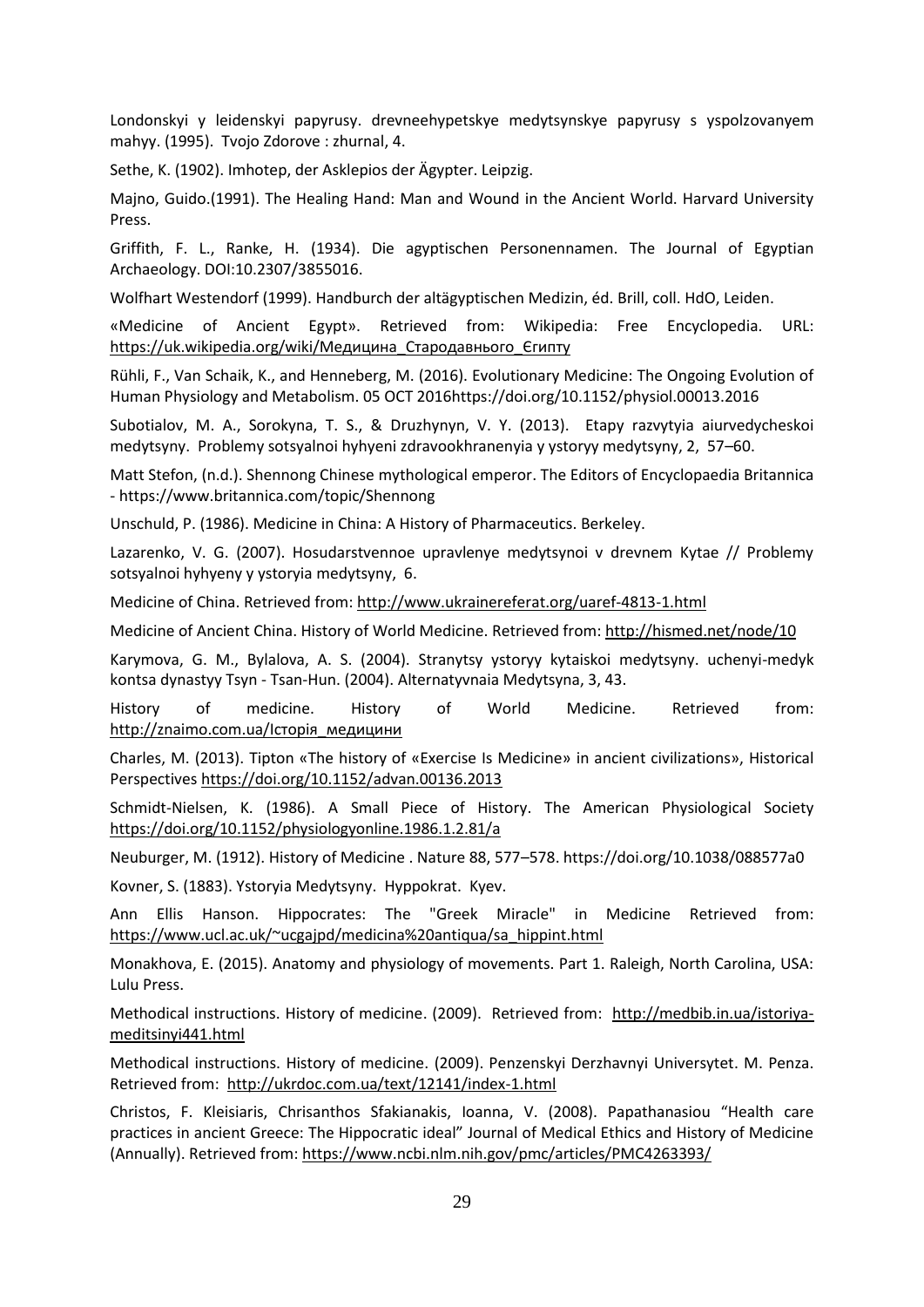Londonskyi y leidenskyi papyrusy. drevneehypetskye medytsynskye papyrusy s yspolzovanyem mahyy. (1995). Tvojo Zdorove : zhurnal, 4.

Sethe, K. (1902). Imhotep, der Asklepios der Ägypter. Leipzig.

Majno, Guido.(1991). The Healing Hand: Man and Wound in the Ancient World. Harvard University Press.

Griffith, F. L., Ranke, H. (1934). Die agyptischen Personennamen. The Journal of Egyptian Archaeology. DOI:10.2307/3855016.

Wolfhart Westendorf (1999). Handburch der altägyptischen Medizin, éd. Brill, coll. HdO, Leiden.

«Medicine of Ancient Egypt». Retrieved from: Wikipedia: Free Encyclopedia. URL: https://uk.wikipedia.org/wiki/Медицина_Стародавнього_Єгипту

Rühli, F., Van Schaik, K., and Henneberg, M. (2016). Evolutionary Medicine: The Ongoing Evolution of Human Physiology and Metabolism. 05 OCT 2016https://doi.org/10.1152/physiol.00013.2016

Subotialov, M. A., Sorokyna, T. S., & Druzhynyn, V. Y. (2013). Etapy razvytyia aiurvedycheskoi medytsyny. Problemy sotsyalnoi hyhyeni zdravookhranenyia y ystoryy medytsyny, 2, 57–60.

Matt Stefon, (n.d.). Shennong Chinese mythological emperor. The Editors of Encyclopaedia Britannica - https://www.britannica.com/topic/Shennong

Unschuld, P. (1986). Medicine in China: A History of Pharmaceutics. Berkeley.

Lazarenko, V. G. (2007). Hosudarstvennoe upravlenye medytsynoi v drevnem Kytae // Problemy sotsyalnoi hyhyeny y ystoryia medytsyny, 6.

Medicine of China. Retrieved from: http://www.ukrainereferat.org/uaref-4813-1.html

Medicine of Ancient China. History of World Medicine. Retrieved from: http://hismed.net/node/10

Karymova, G. M., Bylalova, A. S. (2004). Stranytsy ystoryy kytaiskoi medytsyny. uchenyi-medyk kontsa dynastyy Tsyn - Tsan-Hun. (2004). Alternatyvnaia Medytsyna, 3, 43.

History of medicine. History of World Medicine. Retrieved from: http://znaimo.com.ua/Історія_медицини

Charles, M. (2013). Tipton «The history of «Exercise Is Medicine» in ancient civilizations», Historical Perspectives https://doi.org/10.1152/advan.00136.2013

Schmidt-Nielsen, K. (1986). A Small Piece of History. The American Physiological Society https://doi.org/10.1152/physiologyonline.1986.1.2.81/a

Neuburger, M. (1912). History of Medicine . Nature 88, 577–578. https://doi.org/10.1038/088577a0

Kovner, S. (1883). Ystoryia Medytsyny. Hyppokrat. Kyev.

Ann Ellis Hanson. Hippocrates: The "Greek Miracle" in Medicine Retrieved from: https://www.ucl.ac.uk/~ucgajpd/medicina%20antiqua/sa_hippint.html

Monakhova, E. (2015). Anatomy and physiology of movements. Part 1. Raleigh, North Carolina, USA: Lulu Press.

Methodical instructions. History of medicine. (2009). Retrieved from: http://medbib.in.ua/istoriya-meditsinyi441.html

Methodical instructions. History of medicine. (2009). Penzenskyi Derzhavnyi Universytet. M. Penza. Retrieved from: http://ukrdoc.com.ua/text/12141/index-1.html

Christos, F. Kleisiaris, Chrisanthos Sfakianakis, Ioanna, V. (2008). Papathanasiou "Health care practices in ancient Greece: The Hippocratic ideal" Journal of Medical Ethics and History of Medicine (Annually). Retrieved from: https://www.ncbi.nlm.nih.gov/pmc/articles/PMC4263393/